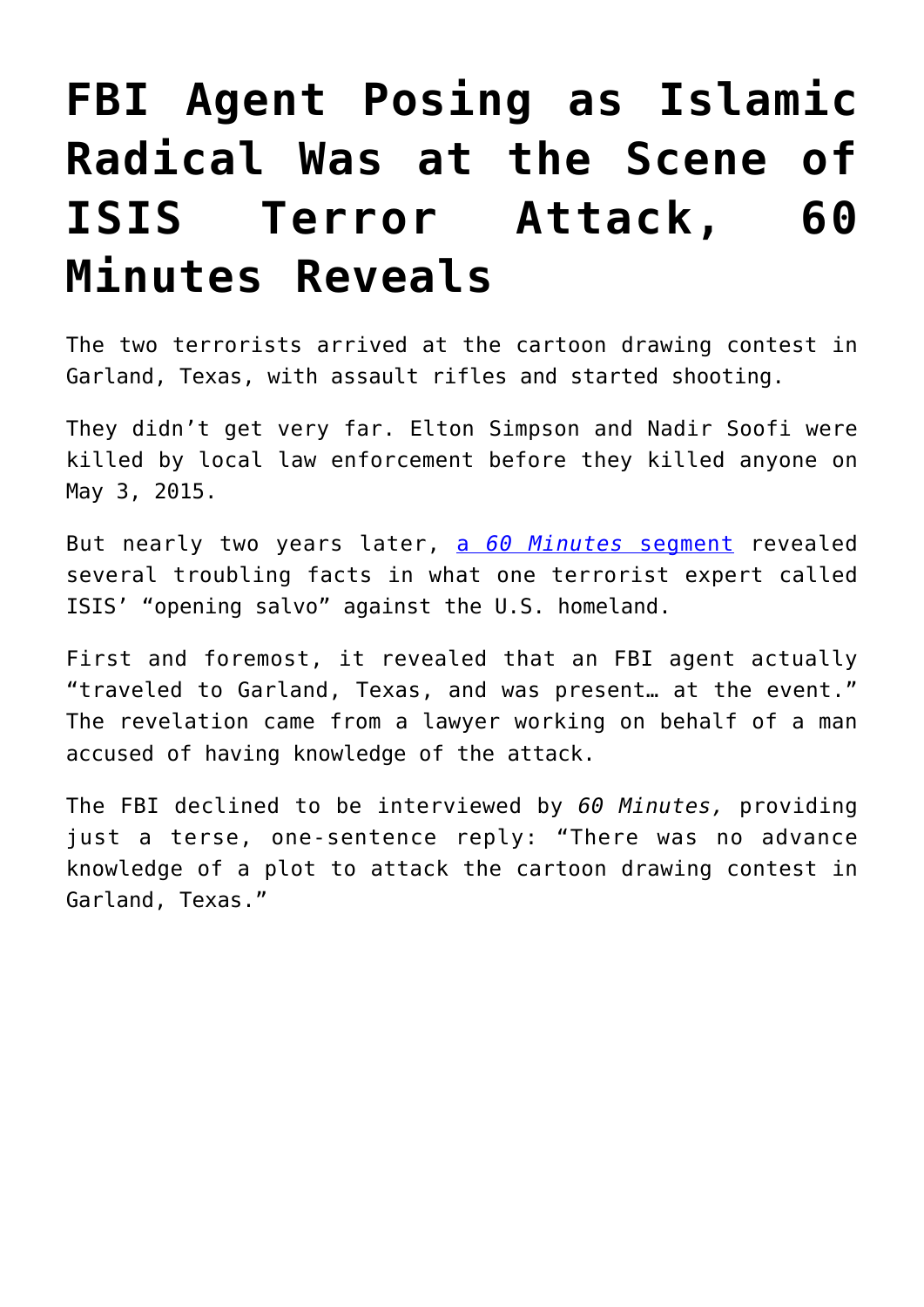# FBI Agent Posing as Islamic Radical Was at the Scene of ISIS Terror Attack, 60 Minutes Reveals

The two terrorists arrived at the cartoon drawing contest in Garland, Texas, with assault rifles and started shooting.

They didn't get very far. Elton Simpson and Nadir Soofi were killed by local law enforcement before they killed anyone on May 3, 2015.

But nearly two years later, a *60 Minutes* segment revealed several troubling facts in what one terrorist expert called ISIS' "opening salvo" against the U.S. homeland.

First and foremost, it revealed that an FBI agent actually "traveled to Garland, Texas, and was present… at the event." The revelation came from a lawyer working on behalf of a man accused of having knowledge of the attack.

The FBI declined to be interviewed by *60 Minutes,* providing just a terse, one-sentence reply: "There was no advance knowledge of a plot to attack the cartoon drawing contest in Garland, Texas."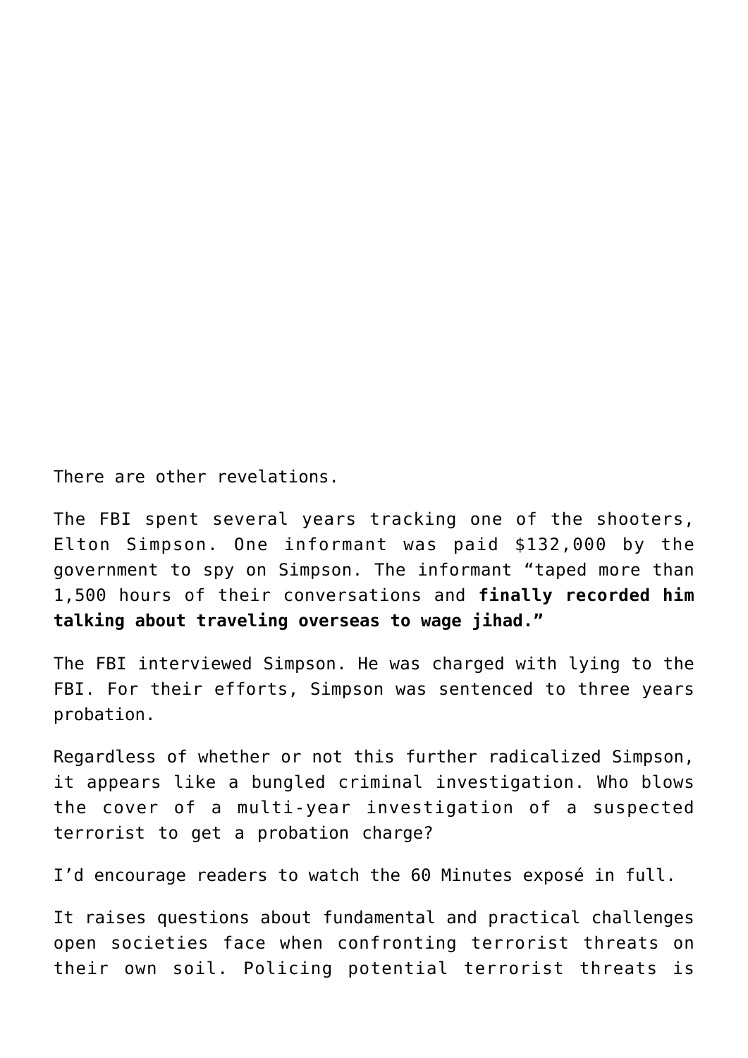There are other revelations.

The FBI spent several years tracking one of the shooters, Elton Simpson. One informant was paid $132,000 by the government to spy on Simpson. The informant "taped more than 1,500 hours of their conversations and **finally recorded him talking about traveling overseas to wage jihad."**

The FBI interviewed Simpson. He was charged with lying to the FBI. For their efforts, Simpson was sentenced to three years probation.

Regardless of whether or not this further radicalized Simpson, it appears like a bungled criminal investigation. Who blows the cover of a multi-year investigation of a suspected terrorist to get a probation charge?

I'd encourage readers to watch the 60 Minutes exposé in full.

It raises questions about fundamental and practical challenges open societies face when confronting terrorist threats on their own soil. Policing potential terrorist threats is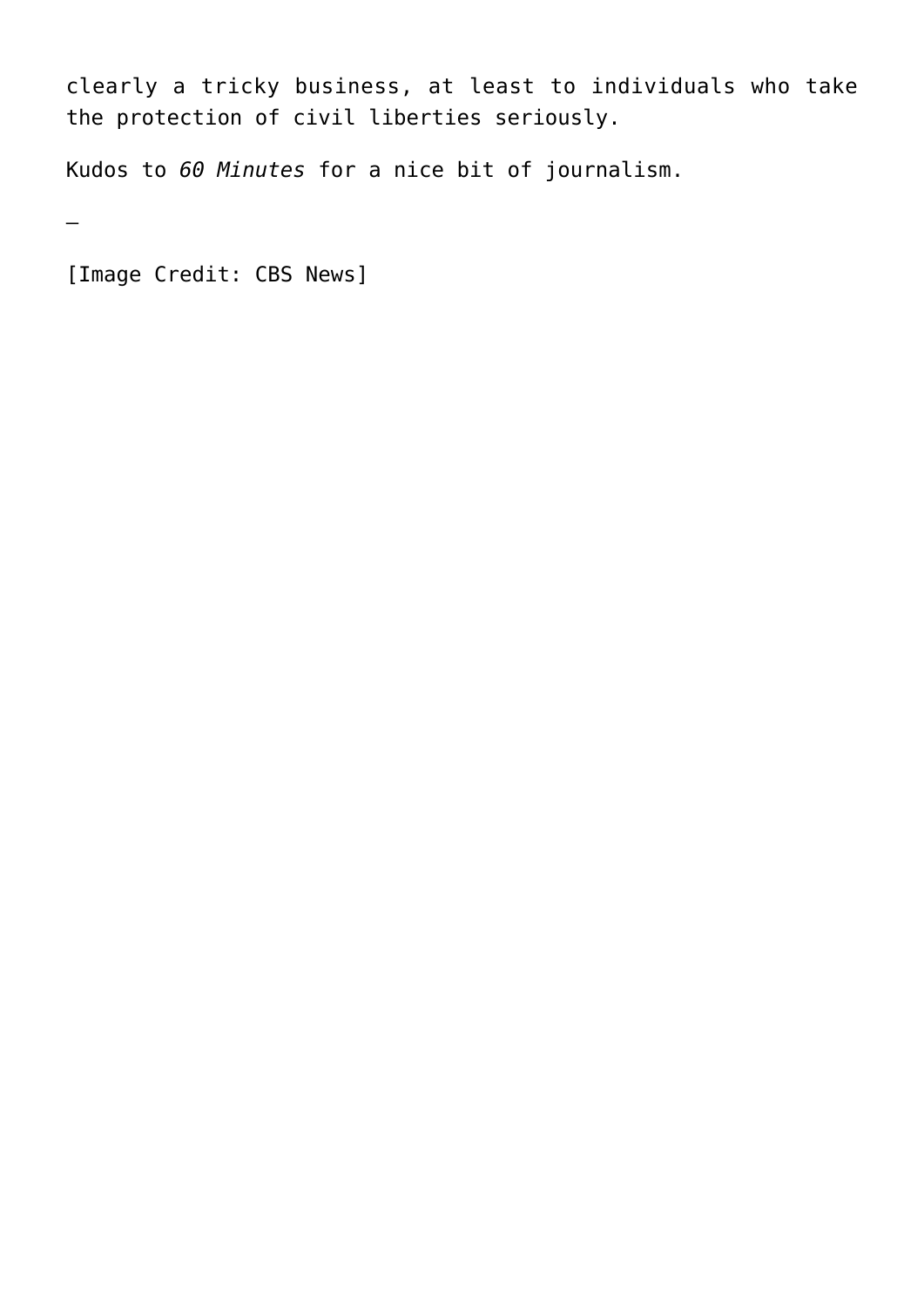clearly a tricky business, at least to individuals who take the protection of civil liberties seriously.

Kudos to *60 Minutes* for a nice bit of journalism.

—

[Image Credit: CBS News]